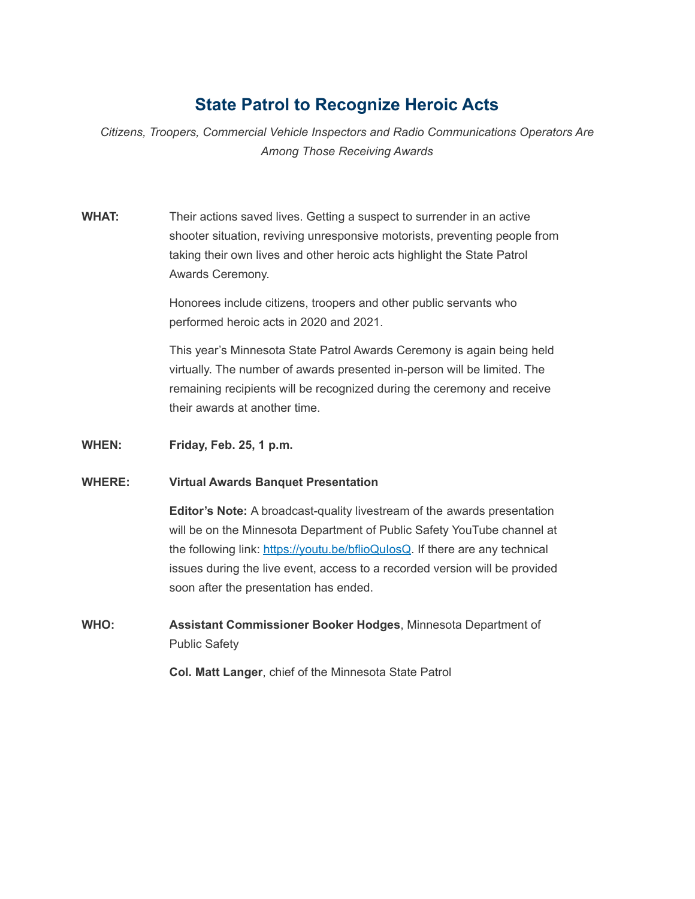# State Patrol to Recognize Heroic Acts

*Citizens, Troopers, Commercial Vehicle Inspectors and Radio Communications Operators Are Among Those Receiving Awards*

**WHAT:** Their actions saved lives. Getting a suspect to surrender in an active shooter situation, reviving unresponsive motorists, preventing people from taking their own lives and other heroic acts highlight the State Patrol Awards Ceremony.

Honorees include citizens, troopers and other public servants who performed heroic acts in 2020 and 2021.

This year's Minnesota State Patrol Awards Ceremony is again being held virtually. The number of awards presented in-person will be limited. The remaining recipients will be recognized during the ceremony and receive their awards at another time.

**WHEN:** **Friday, Feb. 25, 1 p.m.**

**WHERE:** **Virtual Awards Banquet Presentation**

**Editor's Note:** A broadcast-quality livestream of the awards presentation will be on the Minnesota Department of Public Safety YouTube channel at the following link: [https://youtu.be/bflioQuIosQ](https://youtu.be/bflioQuIosQ). If there are any technical issues during the live event, access to a recorded version will be provided soon after the presentation has ended.

**WHO:** **Assistant Commissioner Booker Hodges**, Minnesota Department of Public Safety

**Col. Matt Langer**, chief of the Minnesota State Patrol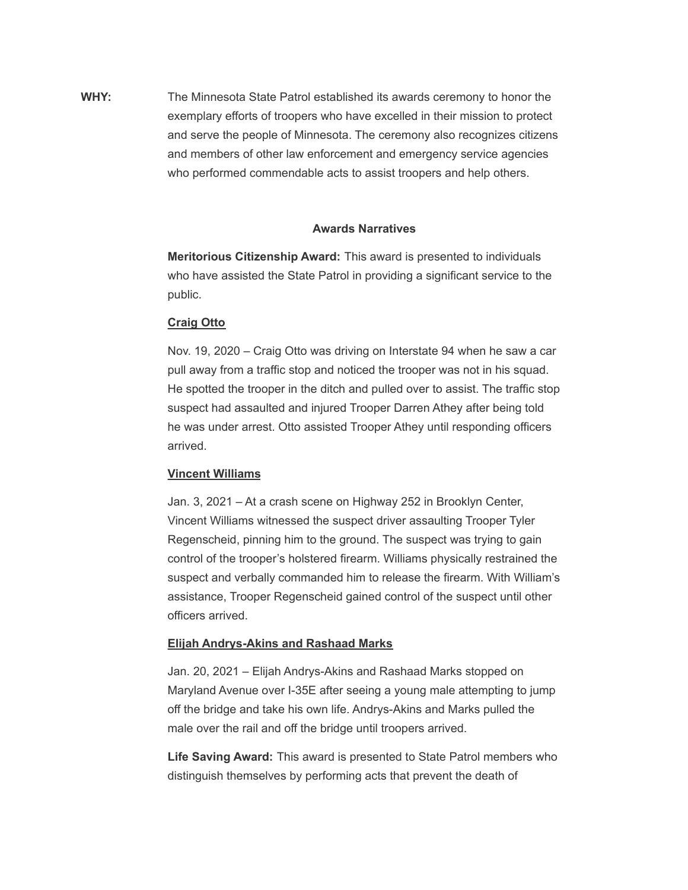**WHY:** The Minnesota State Patrol established its awards ceremony to honor the exemplary efforts of troopers who have excelled in their mission to protect and serve the people of Minnesota. The ceremony also recognizes citizens and members of other law enforcement and emergency service agencies who performed commendable acts to assist troopers and help others.

**Awards Narratives**

**Meritorious Citizenship Award:** This award is presented to individuals who have assisted the State Patrol in providing a significant service to the public.

**Craig Otto**

Nov. 19, 2020 – Craig Otto was driving on Interstate 94 when he saw a car pull away from a traffic stop and noticed the trooper was not in his squad. He spotted the trooper in the ditch and pulled over to assist. The traffic stop suspect had assaulted and injured Trooper Darren Athey after being told he was under arrest. Otto assisted Trooper Athey until responding officers arrived.

**Vincent Williams**

Jan. 3, 2021 – At a crash scene on Highway 252 in Brooklyn Center, Vincent Williams witnessed the suspect driver assaulting Trooper Tyler Regenscheid, pinning him to the ground. The suspect was trying to gain control of the trooper's holstered firearm. Williams physically restrained the suspect and verbally commanded him to release the firearm. With William's assistance, Trooper Regenscheid gained control of the suspect until other officers arrived.

**Elijah Andrys-Akins and Rashaad Marks**

Jan. 20, 2021 – Elijah Andrys-Akins and Rashaad Marks stopped on Maryland Avenue over I-35E after seeing a young male attempting to jump off the bridge and take his own life. Andrys-Akins and Marks pulled the male over the rail and off the bridge until troopers arrived.

**Life Saving Award:** This award is presented to State Patrol members who distinguish themselves by performing acts that prevent the death of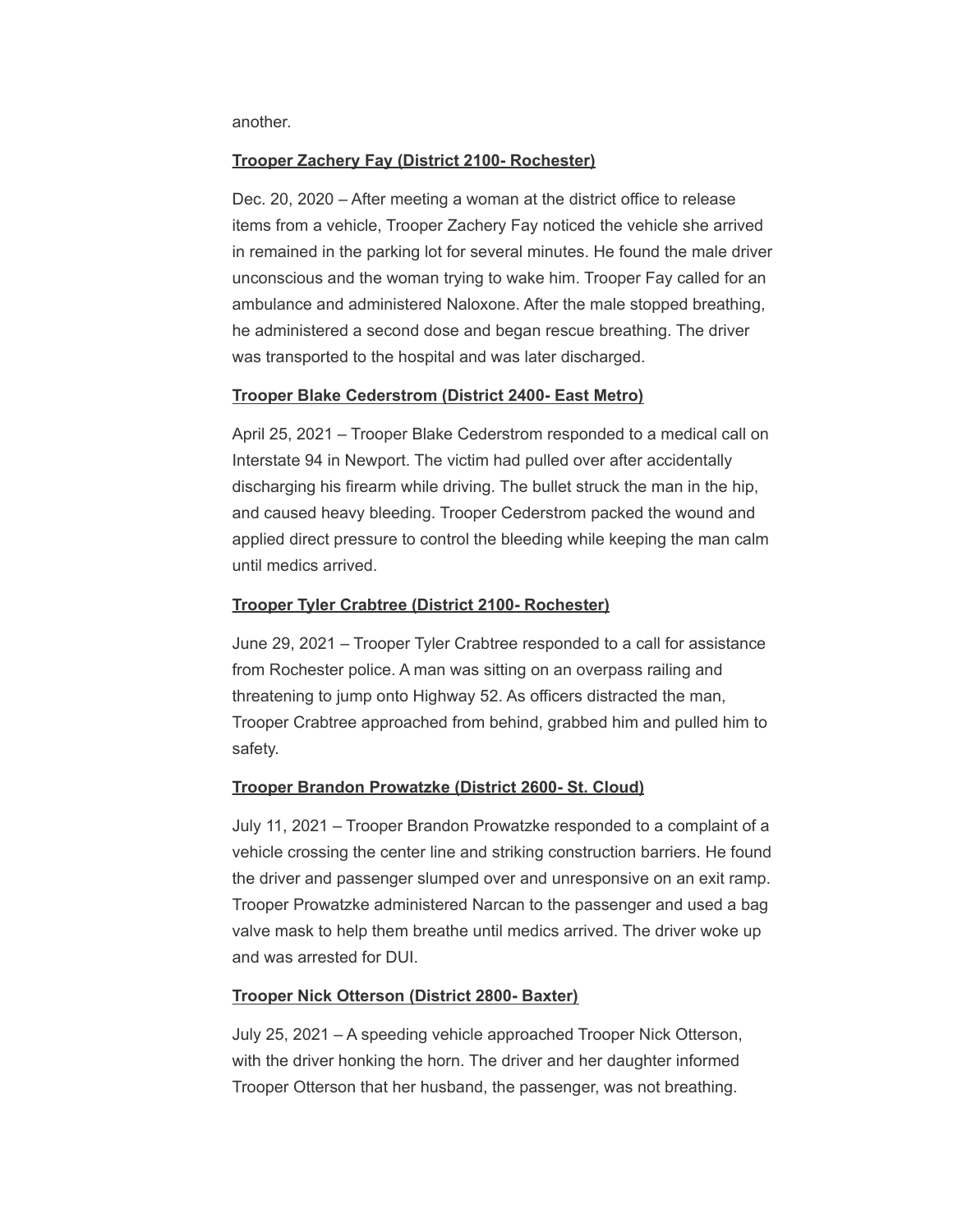another.

**Trooper Zachery Fay (District 2100- Rochester)**

Dec. 20, 2020 – After meeting a woman at the district office to release items from a vehicle, Trooper Zachery Fay noticed the vehicle she arrived in remained in the parking lot for several minutes. He found the male driver unconscious and the woman trying to wake him. Trooper Fay called for an ambulance and administered Naloxone. After the male stopped breathing, he administered a second dose and began rescue breathing. The driver was transported to the hospital and was later discharged.

**Trooper Blake Cederstrom (District 2400- East Metro)**

April 25, 2021 – Trooper Blake Cederstrom responded to a medical call on Interstate 94 in Newport. The victim had pulled over after accidentally discharging his firearm while driving. The bullet struck the man in the hip, and caused heavy bleeding. Trooper Cederstrom packed the wound and applied direct pressure to control the bleeding while keeping the man calm until medics arrived.

**Trooper Tyler Crabtree (District 2100- Rochester)**

June 29, 2021 – Trooper Tyler Crabtree responded to a call for assistance from Rochester police. A man was sitting on an overpass railing and threatening to jump onto Highway 52. As officers distracted the man, Trooper Crabtree approached from behind, grabbed him and pulled him to safety.

**Trooper Brandon Prowatzke (District 2600- St. Cloud)**

July 11, 2021 – Trooper Brandon Prowatzke responded to a complaint of a vehicle crossing the center line and striking construction barriers. He found the driver and passenger slumped over and unresponsive on an exit ramp. Trooper Prowatzke administered Narcan to the passenger and used a bag valve mask to help them breathe until medics arrived. The driver woke up and was arrested for DUI.

**Trooper Nick Otterson (District 2800- Baxter)**

July 25, 2021 – A speeding vehicle approached Trooper Nick Otterson, with the driver honking the horn. The driver and her daughter informed Trooper Otterson that her husband, the passenger, was not breathing.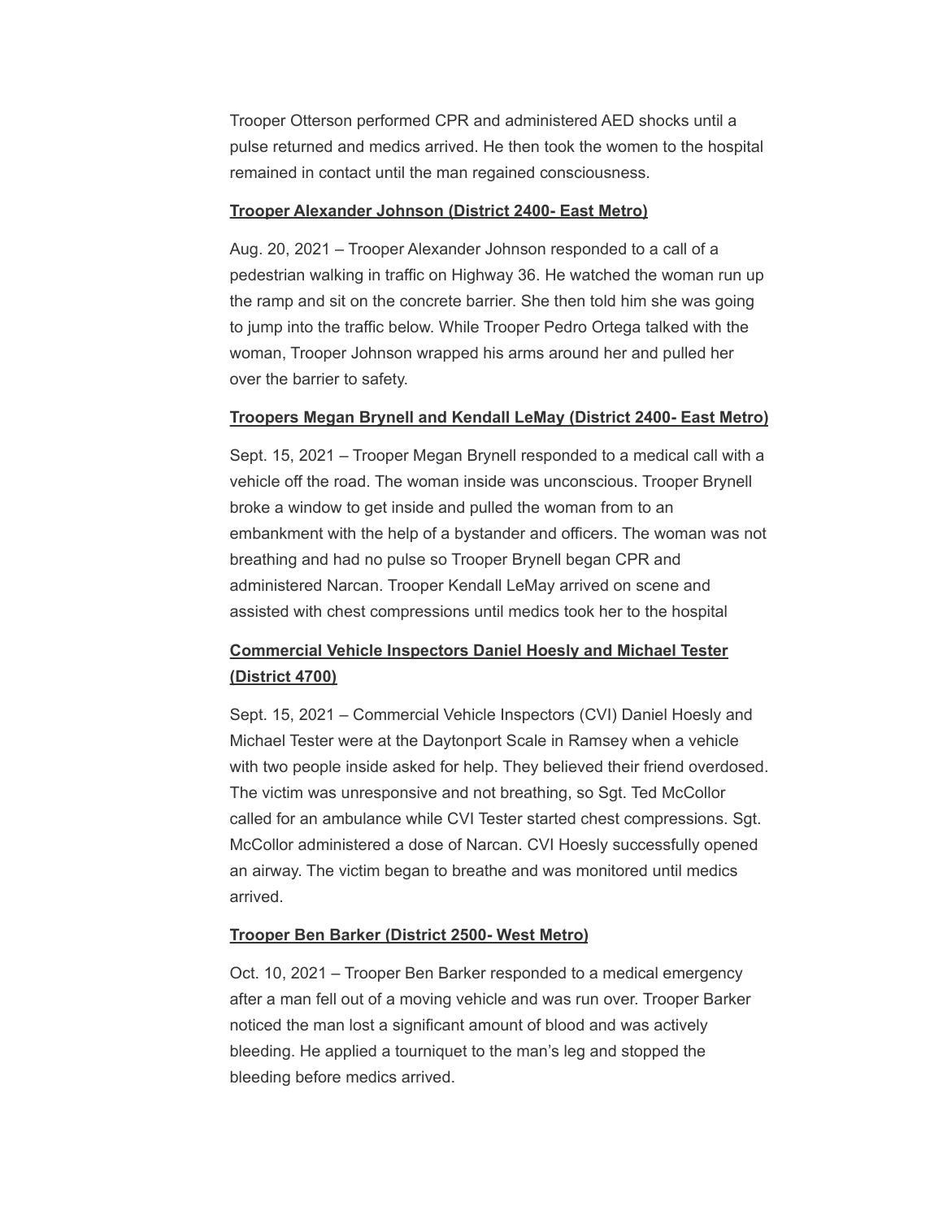Trooper Otterson performed CPR and administered AED shocks until a pulse returned and medics arrived. He then took the women to the hospital remained in contact until the man regained consciousness.

**Trooper Alexander Johnson (District 2400- East Metro)**

Aug. 20, 2021 – Trooper Alexander Johnson responded to a call of a pedestrian walking in traffic on Highway 36. He watched the woman run up the ramp and sit on the concrete barrier. She then told him she was going to jump into the traffic below. While Trooper Pedro Ortega talked with the woman, Trooper Johnson wrapped his arms around her and pulled her over the barrier to safety.

**Troopers Megan Brynell and Kendall LeMay (District 2400- East Metro)**

Sept. 15, 2021 – Trooper Megan Brynell responded to a medical call with a vehicle off the road. The woman inside was unconscious. Trooper Brynell broke a window to get inside and pulled the woman from to an embankment with the help of a bystander and officers. The woman was not breathing and had no pulse so Trooper Brynell began CPR and administered Narcan. Trooper Kendall LeMay arrived on scene and assisted with chest compressions until medics took her to the hospital

**Commercial Vehicle Inspectors Daniel Hoesly and Michael Tester (District 4700)**

Sept. 15, 2021 – Commercial Vehicle Inspectors (CVI) Daniel Hoesly and Michael Tester were at the Daytonport Scale in Ramsey when a vehicle with two people inside asked for help. They believed their friend overdosed. The victim was unresponsive and not breathing, so Sgt. Ted McCollor called for an ambulance while CVI Tester started chest compressions. Sgt. McCollor administered a dose of Narcan. CVI Hoesly successfully opened an airway. The victim began to breathe and was monitored until medics arrived.

**Trooper Ben Barker (District 2500- West Metro)**

Oct. 10, 2021 – Trooper Ben Barker responded to a medical emergency after a man fell out of a moving vehicle and was run over. Trooper Barker noticed the man lost a significant amount of blood and was actively bleeding. He applied a tourniquet to the man's leg and stopped the bleeding before medics arrived.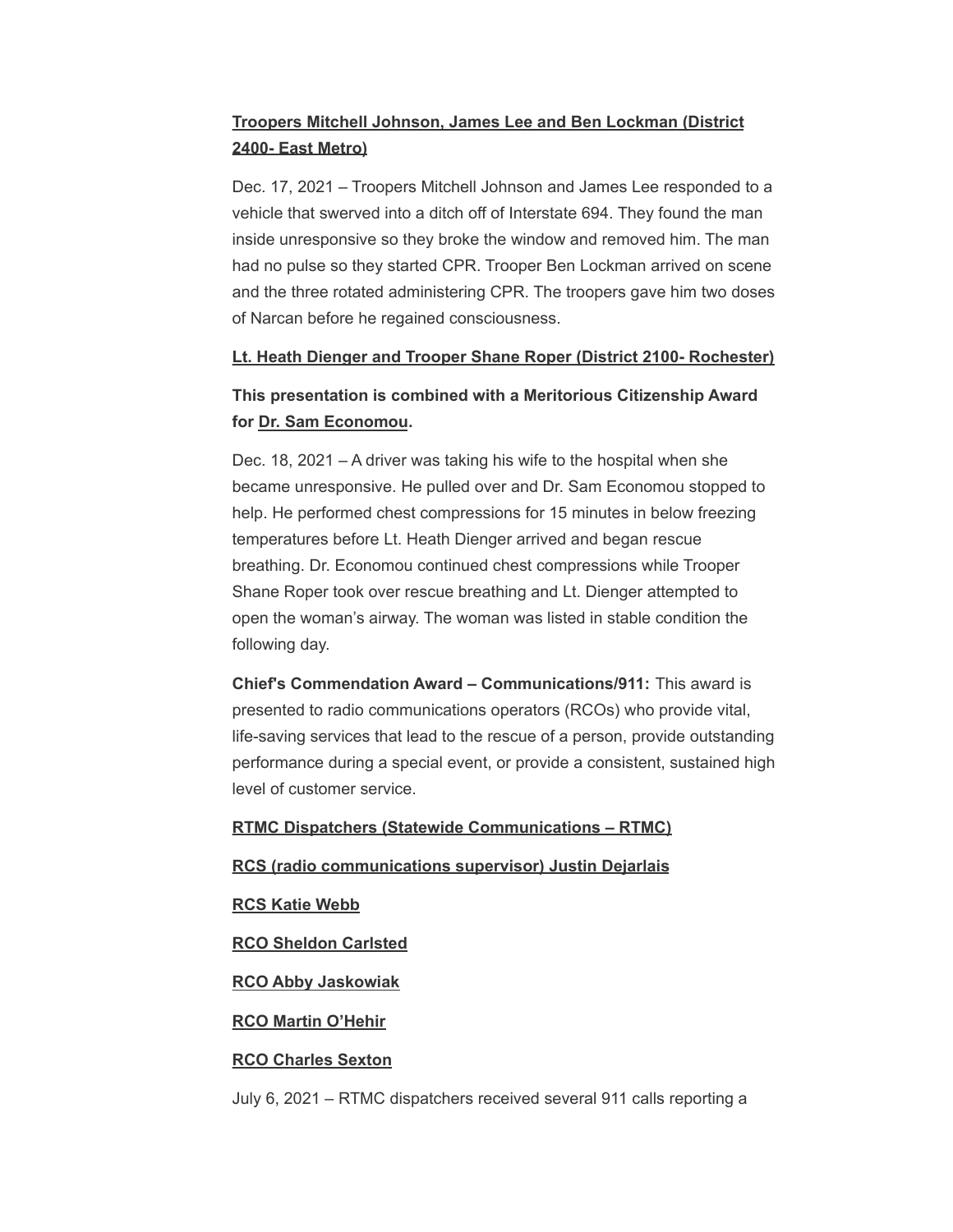**Troopers Mitchell Johnson, James Lee and Ben Lockman (District 2400- East Metro)**

Dec. 17, 2021 – Troopers Mitchell Johnson and James Lee responded to a vehicle that swerved into a ditch off of Interstate 694. They found the man inside unresponsive so they broke the window and removed him. The man had no pulse so they started CPR. Trooper Ben Lockman arrived on scene and the three rotated administering CPR. The troopers gave him two doses of Narcan before he regained consciousness.

**Lt. Heath Dienger and Trooper Shane Roper (District 2100- Rochester)**

**This presentation is combined with a Meritorious Citizenship Award for Dr. Sam Economou.**

Dec. 18, 2021 – A driver was taking his wife to the hospital when she became unresponsive. He pulled over and Dr. Sam Economou stopped to help. He performed chest compressions for 15 minutes in below freezing temperatures before Lt. Heath Dienger arrived and began rescue breathing. Dr. Economou continued chest compressions while Trooper Shane Roper took over rescue breathing and Lt. Dienger attempted to open the woman's airway. The woman was listed in stable condition the following day.

**Chief's Commendation Award – Communications/911:** This award is presented to radio communications operators (RCOs) who provide vital, life-saving services that lead to the rescue of a person, provide outstanding performance during a special event, or provide a consistent, sustained high level of customer service.

**RTMC Dispatchers (Statewide Communications – RTMC)**

**RCS (radio communications supervisor) Justin Dejarlais**

**RCS Katie Webb**

**RCO Sheldon Carlsted**

**RCO Abby Jaskowiak**

**RCO Martin O'Hehir**

**RCO Charles Sexton**

July 6, 2021 – RTMC dispatchers received several 911 calls reporting a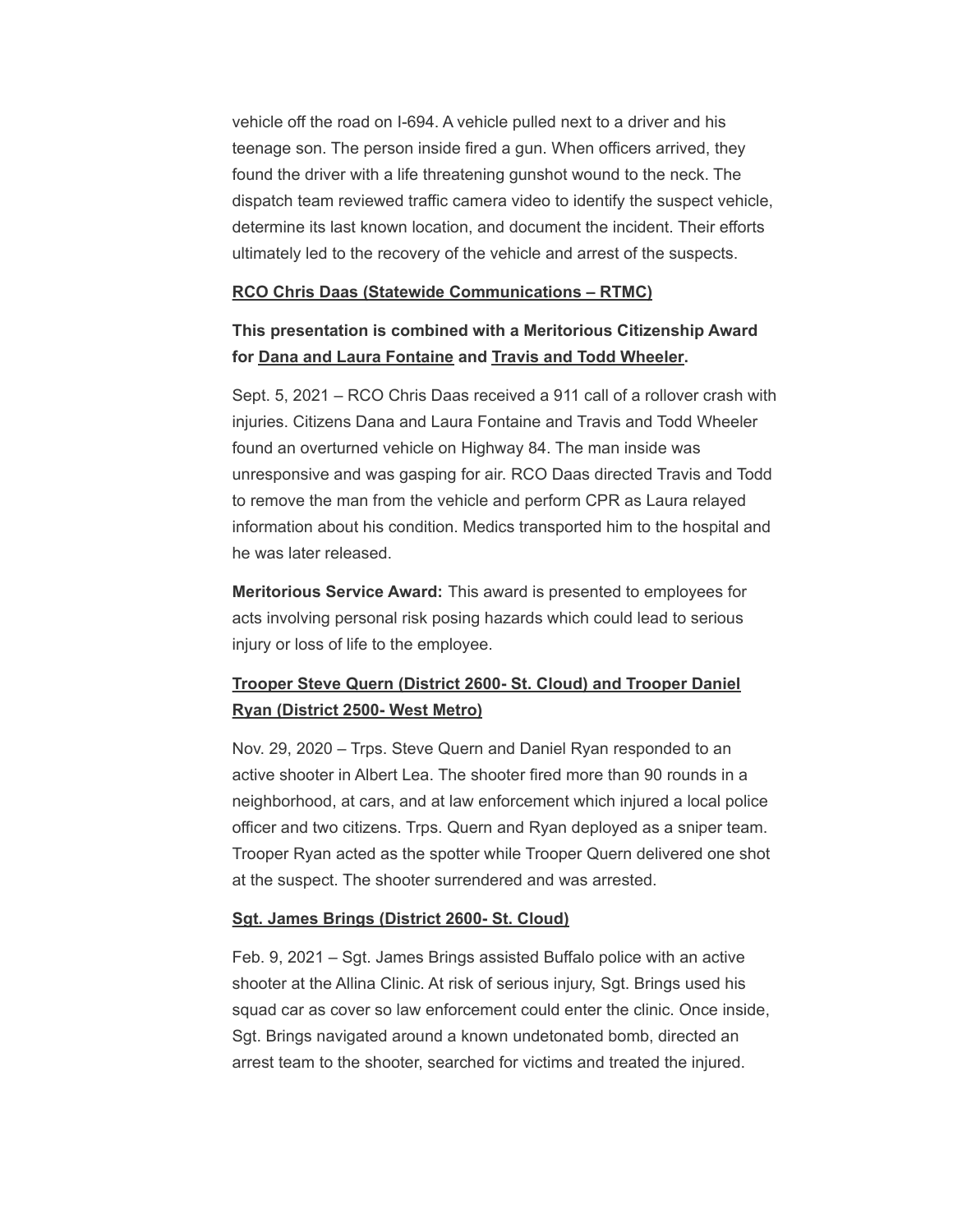vehicle off the road on I-694. A vehicle pulled next to a driver and his teenage son. The person inside fired a gun. When officers arrived, they found the driver with a life threatening gunshot wound to the neck. The dispatch team reviewed traffic camera video to identify the suspect vehicle, determine its last known location, and document the incident. Their efforts ultimately led to the recovery of the vehicle and arrest of the suspects.

**RCO Chris Daas (Statewide Communications – RTMC)**

### This presentation is combined with a Meritorious Citizenship Award for Dana and Laura Fontaine and Travis and Todd Wheeler.

Sept. 5, 2021 – RCO Chris Daas received a 911 call of a rollover crash with injuries. Citizens Dana and Laura Fontaine and Travis and Todd Wheeler found an overturned vehicle on Highway 84. The man inside was unresponsive and was gasping for air. RCO Daas directed Travis and Todd to remove the man from the vehicle and perform CPR as Laura relayed information about his condition. Medics transported him to the hospital and he was later released.

**Meritorious Service Award:** This award is presented to employees for acts involving personal risk posing hazards which could lead to serious injury or loss of life to the employee.

**Trooper Steve Quern (District 2600- St. Cloud) and Trooper Daniel Ryan (District 2500- West Metro)**

Nov. 29, 2020 – Trps. Steve Quern and Daniel Ryan responded to an active shooter in Albert Lea. The shooter fired more than 90 rounds in a neighborhood, at cars, and at law enforcement which injured a local police officer and two citizens. Trps. Quern and Ryan deployed as a sniper team. Trooper Ryan acted as the spotter while Trooper Quern delivered one shot at the suspect. The shooter surrendered and was arrested.

**Sgt. James Brings (District 2600- St. Cloud)**

Feb. 9, 2021 – Sgt. James Brings assisted Buffalo police with an active shooter at the Allina Clinic. At risk of serious injury, Sgt. Brings used his squad car as cover so law enforcement could enter the clinic. Once inside, Sgt. Brings navigated around a known undetonated bomb, directed an arrest team to the shooter, searched for victims and treated the injured.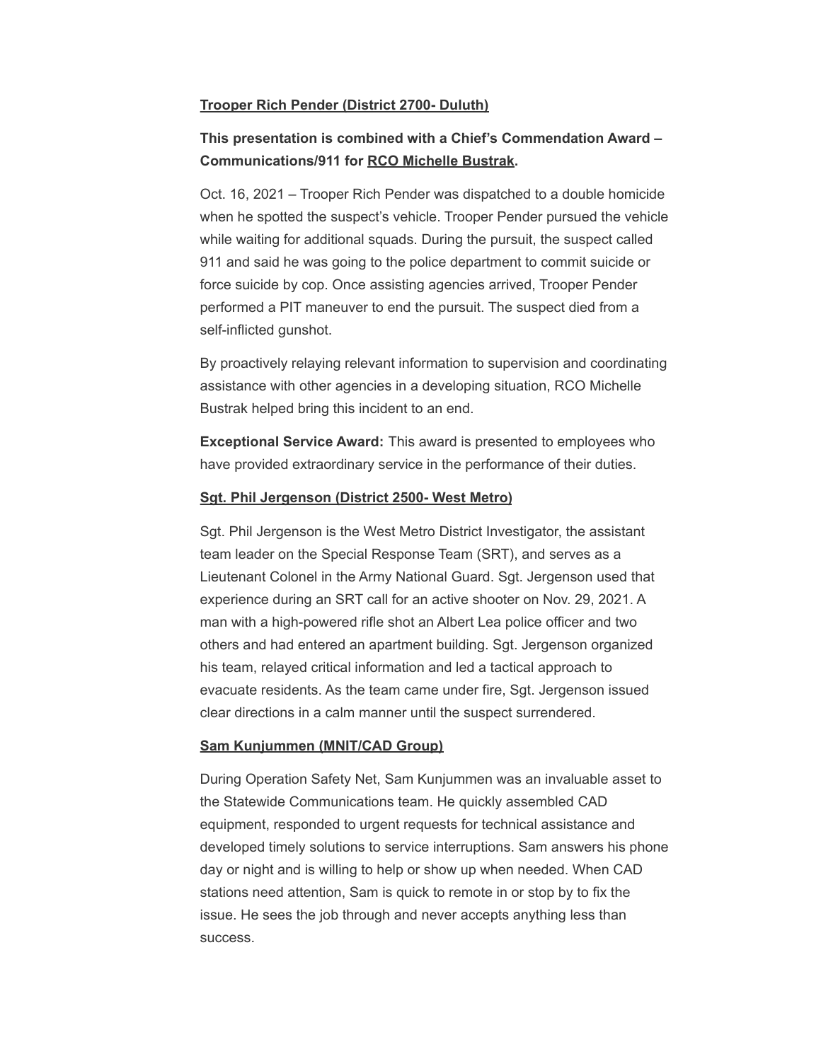**Trooper Rich Pender (District 2700- Duluth)**

**This presentation is combined with a Chief's Commendation Award – Communications/911 for RCO Michelle Bustrak.**

Oct. 16, 2021 – Trooper Rich Pender was dispatched to a double homicide when he spotted the suspect's vehicle. Trooper Pender pursued the vehicle while waiting for additional squads. During the pursuit, the suspect called 911 and said he was going to the police department to commit suicide or force suicide by cop. Once assisting agencies arrived, Trooper Pender performed a PIT maneuver to end the pursuit. The suspect died from a self-inflicted gunshot.

By proactively relaying relevant information to supervision and coordinating assistance with other agencies in a developing situation, RCO Michelle Bustrak helped bring this incident to an end.

**Exceptional Service Award:** This award is presented to employees who have provided extraordinary service in the performance of their duties.

**Sgt. Phil Jergenson (District 2500- West Metro)**

Sgt. Phil Jergenson is the West Metro District Investigator, the assistant team leader on the Special Response Team (SRT), and serves as a Lieutenant Colonel in the Army National Guard. Sgt. Jergenson used that experience during an SRT call for an active shooter on Nov. 29, 2021. A man with a high-powered rifle shot an Albert Lea police officer and two others and had entered an apartment building. Sgt. Jergenson organized his team, relayed critical information and led a tactical approach to evacuate residents. As the team came under fire, Sgt. Jergenson issued clear directions in a calm manner until the suspect surrendered.

**Sam Kunjummen (MNIT/CAD Group)**

During Operation Safety Net, Sam Kunjummen was an invaluable asset to the Statewide Communications team. He quickly assembled CAD equipment, responded to urgent requests for technical assistance and developed timely solutions to service interruptions. Sam answers his phone day or night and is willing to help or show up when needed. When CAD stations need attention, Sam is quick to remote in or stop by to fix the issue. He sees the job through and never accepts anything less than success.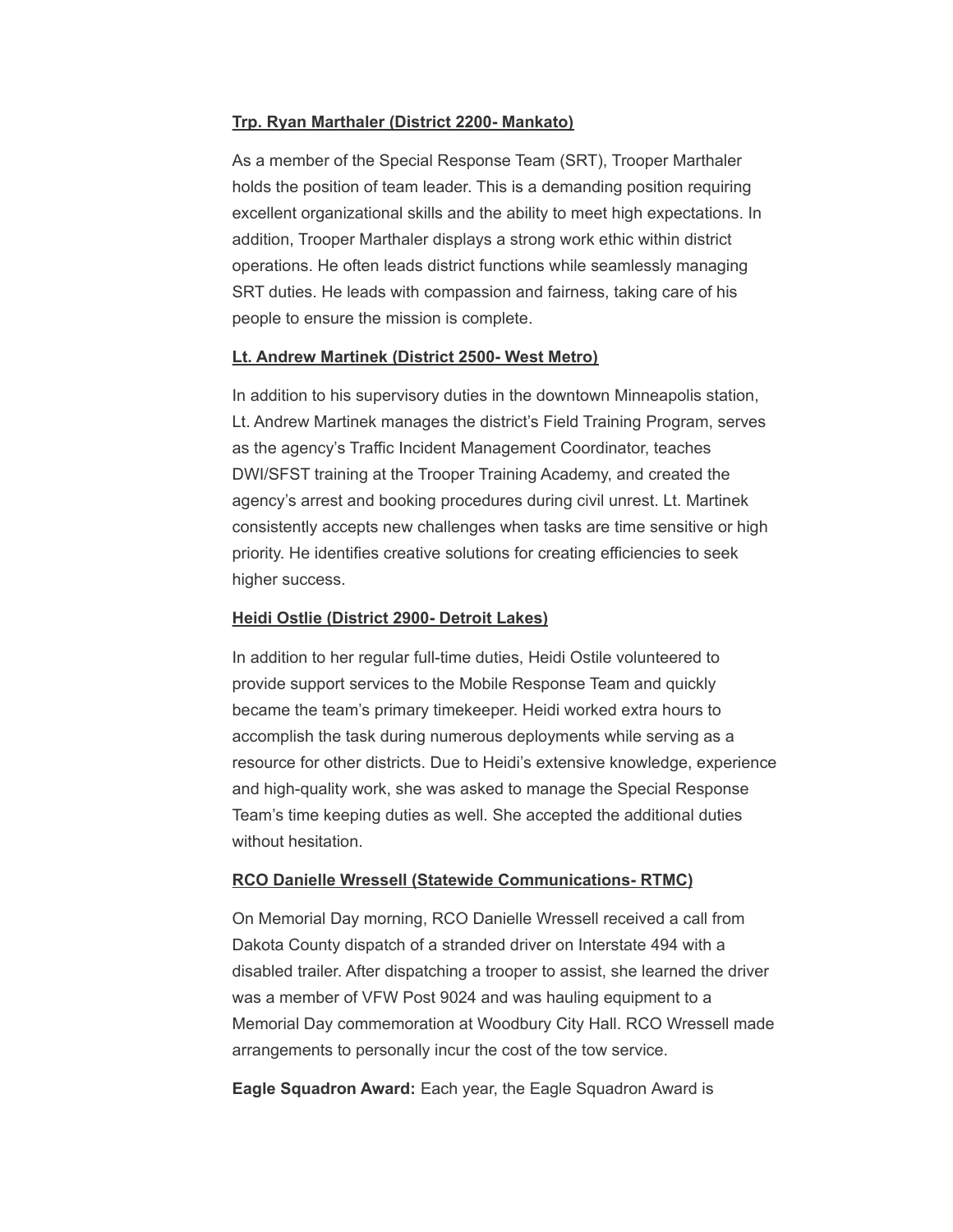**Trp. Ryan Marthaler (District 2200- Mankato)**

As a member of the Special Response Team (SRT), Trooper Marthaler holds the position of team leader. This is a demanding position requiring excellent organizational skills and the ability to meet high expectations. In addition, Trooper Marthaler displays a strong work ethic within district operations. He often leads district functions while seamlessly managing SRT duties. He leads with compassion and fairness, taking care of his people to ensure the mission is complete.

**Lt. Andrew Martinek (District 2500- West Metro)**

In addition to his supervisory duties in the downtown Minneapolis station, Lt. Andrew Martinek manages the district's Field Training Program, serves as the agency's Traffic Incident Management Coordinator, teaches DWI/SFST training at the Trooper Training Academy, and created the agency's arrest and booking procedures during civil unrest. Lt. Martinek consistently accepts new challenges when tasks are time sensitive or high priority. He identifies creative solutions for creating efficiencies to seek higher success.

**Heidi Ostlie (District 2900- Detroit Lakes)**

In addition to her regular full-time duties, Heidi Ostile volunteered to provide support services to the Mobile Response Team and quickly became the team's primary timekeeper. Heidi worked extra hours to accomplish the task during numerous deployments while serving as a resource for other districts. Due to Heidi's extensive knowledge, experience and high-quality work, she was asked to manage the Special Response Team's time keeping duties as well. She accepted the additional duties without hesitation.

**RCO Danielle Wressell (Statewide Communications- RTMC)**

On Memorial Day morning, RCO Danielle Wressell received a call from Dakota County dispatch of a stranded driver on Interstate 494 with a disabled trailer. After dispatching a trooper to assist, she learned the driver was a member of VFW Post 9024 and was hauling equipment to a Memorial Day commemoration at Woodbury City Hall. RCO Wressell made arrangements to personally incur the cost of the tow service.

**Eagle Squadron Award:** Each year, the Eagle Squadron Award is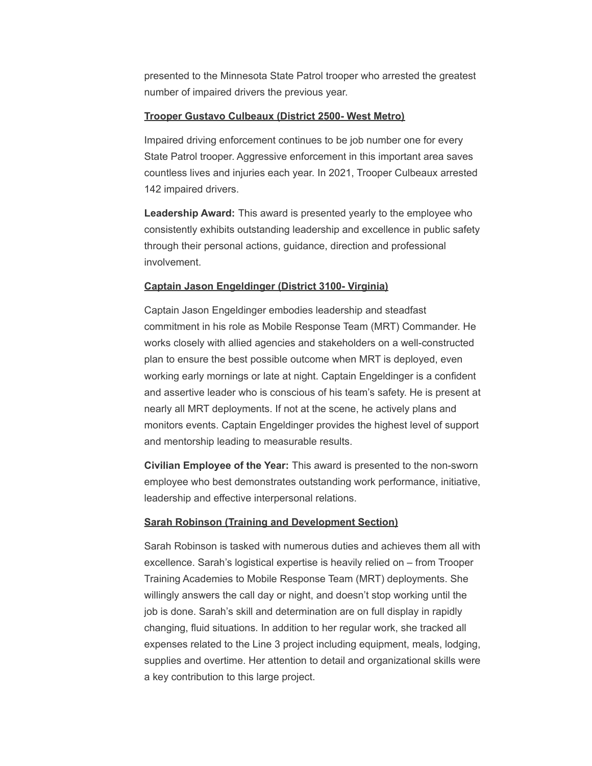presented to the Minnesota State Patrol trooper who arrested the greatest number of impaired drivers the previous year.

**Trooper Gustavo Culbeaux (District 2500- West Metro)**

Impaired driving enforcement continues to be job number one for every State Patrol trooper. Aggressive enforcement in this important area saves countless lives and injuries each year. In 2021, Trooper Culbeaux arrested 142 impaired drivers.

**Leadership Award:** This award is presented yearly to the employee who consistently exhibits outstanding leadership and excellence in public safety through their personal actions, guidance, direction and professional involvement.

**Captain Jason Engeldinger (District 3100- Virginia)**

Captain Jason Engeldinger embodies leadership and steadfast commitment in his role as Mobile Response Team (MRT) Commander. He works closely with allied agencies and stakeholders on a well-constructed plan to ensure the best possible outcome when MRT is deployed, even working early mornings or late at night. Captain Engeldinger is a confident and assertive leader who is conscious of his team's safety. He is present at nearly all MRT deployments. If not at the scene, he actively plans and monitors events. Captain Engeldinger provides the highest level of support and mentorship leading to measurable results.

**Civilian Employee of the Year:** This award is presented to the non-sworn employee who best demonstrates outstanding work performance, initiative, leadership and effective interpersonal relations.

**Sarah Robinson (Training and Development Section)**

Sarah Robinson is tasked with numerous duties and achieves them all with excellence. Sarah's logistical expertise is heavily relied on – from Trooper Training Academies to Mobile Response Team (MRT) deployments. She willingly answers the call day or night, and doesn't stop working until the job is done. Sarah's skill and determination are on full display in rapidly changing, fluid situations. In addition to her regular work, she tracked all expenses related to the Line 3 project including equipment, meals, lodging, supplies and overtime. Her attention to detail and organizational skills were a key contribution to this large project.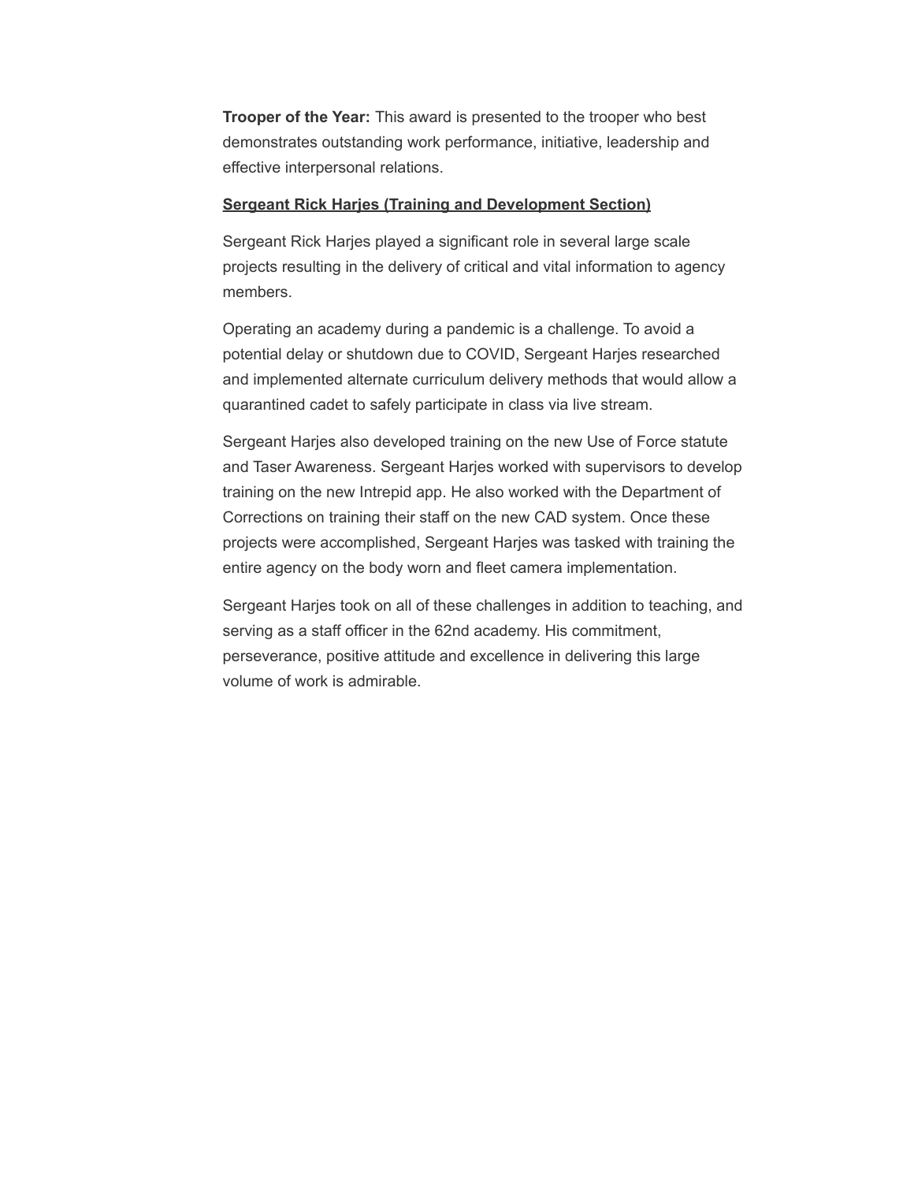**Trooper of the Year:** This award is presented to the trooper who best demonstrates outstanding work performance, initiative, leadership and effective interpersonal relations.

**Sergeant Rick Harjes (Training and Development Section)**

Sergeant Rick Harjes played a significant role in several large scale projects resulting in the delivery of critical and vital information to agency members.

Operating an academy during a pandemic is a challenge. To avoid a potential delay or shutdown due to COVID, Sergeant Harjes researched and implemented alternate curriculum delivery methods that would allow a quarantined cadet to safely participate in class via live stream.

Sergeant Harjes also developed training on the new Use of Force statute and Taser Awareness. Sergeant Harjes worked with supervisors to develop training on the new Intrepid app. He also worked with the Department of Corrections on training their staff on the new CAD system. Once these projects were accomplished, Sergeant Harjes was tasked with training the entire agency on the body worn and fleet camera implementation.

Sergeant Harjes took on all of these challenges in addition to teaching, and serving as a staff officer in the 62nd academy. His commitment, perseverance, positive attitude and excellence in delivering this large volume of work is admirable.